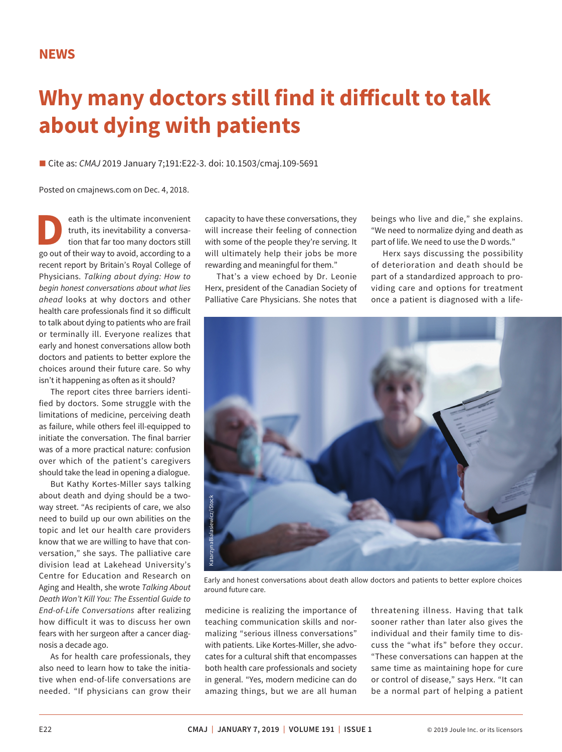NEWS

# Why many doctors still find it difficult to talk about dying with patients

■ Cite as: *CMAJ* 2019 January 7;191:E22-3. doi: 10.1503/cmaj.109-5691

Posted on cmajnews.com on Dec. 4, 2018.

Death is the ultimate inconvenient truth, its inevitability a conversation that far too many doctors still go out of their way to avoid, according to a recent report by Britain's Royal College of Physicians. *Talking about dying: How to begin honest conversations about what lies ahead* looks at why doctors and other health care professionals find it so difficult to talk about dying to patients who are frail or terminally ill. Everyone realizes that early and honest conversations allow both doctors and patients to better explore the choices around their future care. So why isn't it happening as often as it should?

The report cites three barriers identified by doctors. Some struggle with the limitations of medicine, perceiving death as failure, while others feel ill-equipped to initiate the conversation. The final barrier was of a more practical nature: confusion over which of the patient's caregivers should take the lead in opening a dialogue.

But Kathy Kortes-Miller says talking about death and dying should be a two-way street. "As recipients of care, we also need to build up our own abilities on the topic and let our health care providers know that we are willing to have that conversation," she says. The palliative care division lead at Lakehead University's Centre for Education and Research on Aging and Health, she wrote *Talking About Death Won't Kill You: The Essential Guide to End-of-Life Conversations* after realizing how difficult it was to discuss her own fears with her surgeon after a cancer diagnosis a decade ago.

As for health care professionals, they also need to learn how to take the initiative when end-of-life conversations are needed. "If physicians can grow their capacity to have these conversations, they will increase their feeling of connection with some of the people they're serving. It will ultimately help their jobs be more rewarding and meaningful for them."

That's a view echoed by Dr. Leonie Herx, president of the Canadian Society of Palliative Care Physicians. She notes that medicine is realizing the importance of teaching communication skills and normalizing "serious illness conversations" with patients. Like Kortes-Miller, she advocates for a cultural shift that encompasses both health care professionals and society in general. "Yes, modern medicine can do amazing things, but we are all human beings who live and die," she explains. "We need to normalize dying and death as part of life. We need to use the D words."

Herx says discussing the possibility of deterioration and death should be part of a standardized approach to providing care and options for treatment once a patient is diagnosed with a life-threatening illness. Having that talk sooner rather than later also gives the individual and their family time to discuss the "what ifs" before they occur. "These conversations can happen at the same time as maintaining hope for cure or control of disease," says Herx. "It can be a normal part of helping a patient

Early and honest conversations about death allow doctors and patients to better explore choices around future care.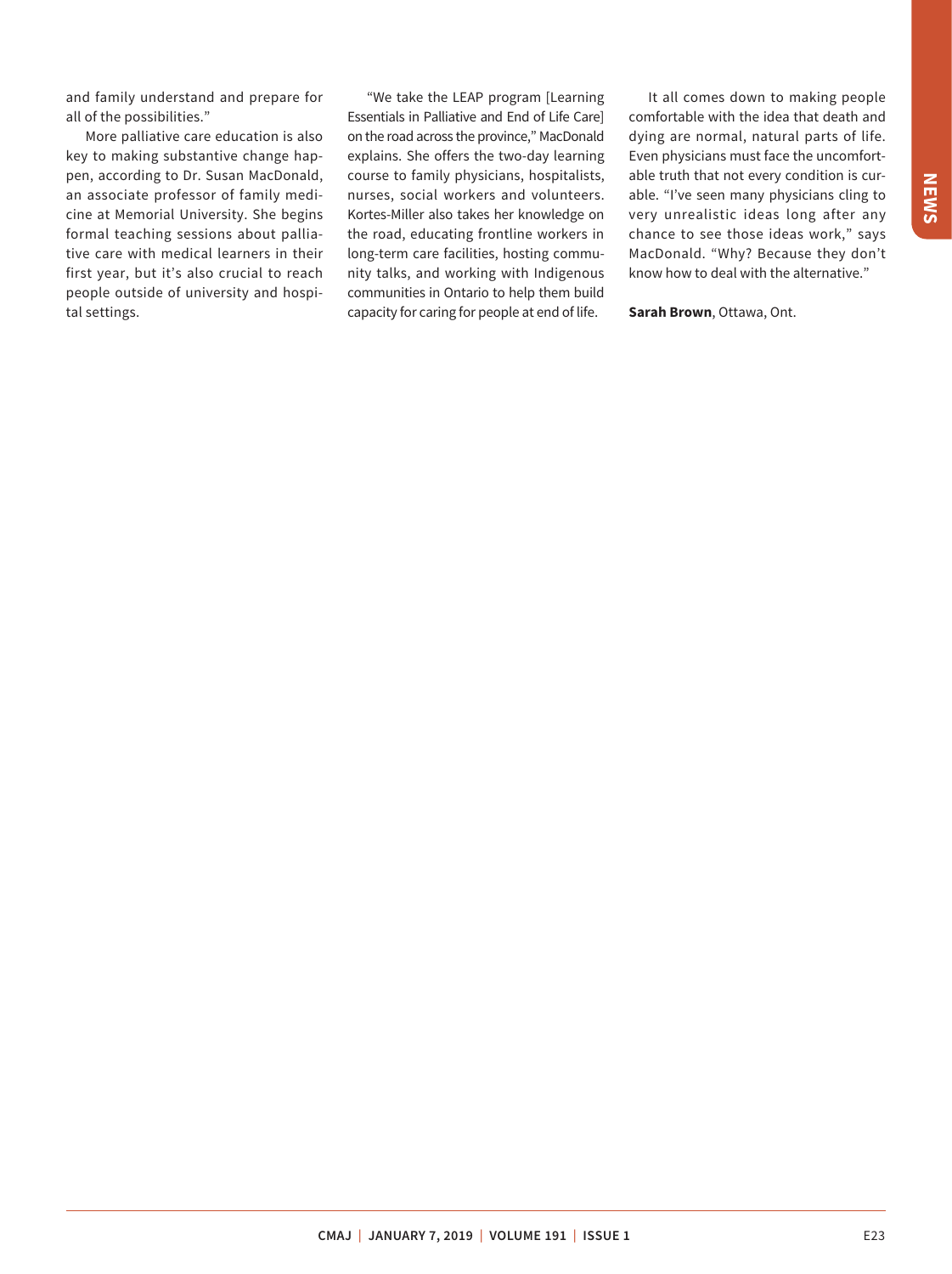and family understand and prepare for all of the possibilities."

More palliative care education is also key to making substantive change happen, according to Dr. Susan MacDonald, an associate professor of family medicine at Memorial University. She begins formal teaching sessions about palliative care with medical learners in their first year, but it's also crucial to reach people outside of university and hospital settings.

"We take the LEAP program [Learning Essentials in Palliative and End of Life Care] on the road across the province," MacDonald explains. She offers the two-day learning course to family physicians, hospitalists, nurses, social workers and volunteers. Kortes-Miller also takes her knowledge on the road, educating frontline workers in long-term care facilities, hosting community talks, and working with Indigenous communities in Ontario to help them build capacity for caring for people at end of life.

It all comes down to making people comfortable with the idea that death and dying are normal, natural parts of life. Even physicians must face the uncomfortable truth that not every condition is curable. "I've seen many physicians cling to very unrealistic ideas long after any chance to see those ideas work," says MacDonald. "Why? Because they don't know how to deal with the alternative."

**Sarah Brown**, Ottawa, Ont.